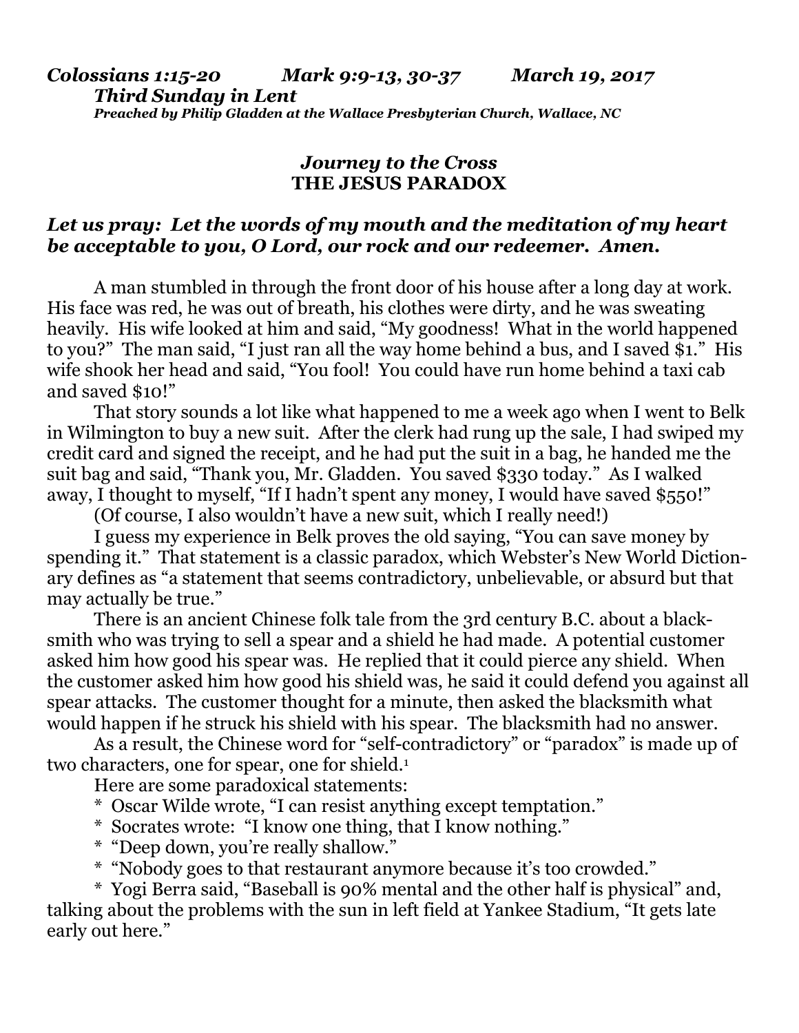***Colossians 1:15-20 Mark 9:9-13, 30-37 March 19, 2017***
***Third Sunday in Lent***
*Preached by Philip Gladden at the Wallace Presbyterian Church, Wallace, NC*

## *Journey to the Cross*
## THE JESUS PARADOX

***Let us pray: Let the words of my mouth and the meditation of my heart be acceptable to you, O Lord, our rock and our redeemer. Amen.***

A man stumbled in through the front door of his house after a long day at work. His face was red, he was out of breath, his clothes were dirty, and he was sweating heavily. His wife looked at him and said, "My goodness! What in the world happened to you?" The man said, "I just ran all the way home behind a bus, and I saved $1." His wife shook her head and said, "You fool! You could have run home behind a taxi cab and saved $10!"

That story sounds a lot like what happened to me a week ago when I went to Belk in Wilmington to buy a new suit. After the clerk had rung up the sale, I had swiped my credit card and signed the receipt, and he had put the suit in a bag, he handed me the suit bag and said, "Thank you, Mr. Gladden. You saved $330 today." As I walked away, I thought to myself, "If I hadn't spent any money, I would have saved $550!"

(Of course, I also wouldn't have a new suit, which I really need!)

I guess my experience in Belk proves the old saying, "You can save money by spending it." That statement is a classic paradox, which Webster's New World Dictionary defines as "a statement that seems contradictory, unbelievable, or absurd but that may actually be true."

There is an ancient Chinese folk tale from the 3rd century B.C. about a blacksmith who was trying to sell a spear and a shield he had made. A potential customer asked him how good his spear was. He replied that it could pierce any shield. When the customer asked him how good his shield was, he said it could defend you against all spear attacks. The customer thought for a minute, then asked the blacksmith what would happen if he struck his shield with his spear. The blacksmith had no answer.

As a result, the Chinese word for "self-contradictory" or "paradox" is made up of two characters, one for spear, one for shield.[1]

Here are some paradoxical statements:

\* Oscar Wilde wrote, "I can resist anything except temptation."
\* Socrates wrote: "I know one thing, that I know nothing."
\* "Deep down, you're really shallow."
\* "Nobody goes to that restaurant anymore because it's too crowded."
\* Yogi Berra said, "Baseball is 90% mental and the other half is physical" and, talking about the problems with the sun in left field at Yankee Stadium, "It gets late early out here."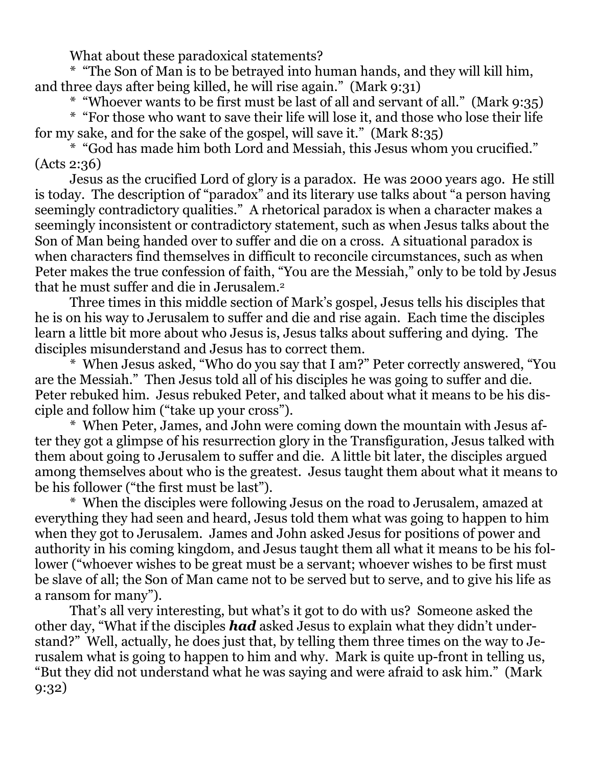What about these paradoxical statements?

* "The Son of Man is to be betrayed into human hands, and they will kill him, and three days after being killed, he will rise again." (Mark 9:31)

* "Whoever wants to be first must be last of all and servant of all." (Mark 9:35)

* "For those who want to save their life will lose it, and those who lose their life for my sake, and for the sake of the gospel, will save it." (Mark 8:35)

* "God has made him both Lord and Messiah, this Jesus whom you crucified." (Acts 2:36)

Jesus as the crucified Lord of glory is a paradox. He was 2000 years ago. He still is today. The description of "paradox" and its literary use talks about "a person having seemingly contradictory qualities." A rhetorical paradox is when a character makes a seemingly inconsistent or contradictory statement, such as when Jesus talks about the Son of Man being handed over to suffer and die on a cross. A situational paradox is when characters find themselves in difficult to reconcile circumstances, such as when Peter makes the true confession of faith, "You are the Messiah," only to be told by Jesus that he must suffer and die in Jerusalem.[2]

Three times in this middle section of Mark's gospel, Jesus tells his disciples that he is on his way to Jerusalem to suffer and die and rise again. Each time the disciples learn a little bit more about who Jesus is, Jesus talks about suffering and dying. The disciples misunderstand and Jesus has to correct them.

* When Jesus asked, "Who do you say that I am?" Peter correctly answered, "You are the Messiah." Then Jesus told all of his disciples he was going to suffer and die. Peter rebuked him. Jesus rebuked Peter, and talked about what it means to be his disciple and follow him ("take up your cross").

* When Peter, James, and John were coming down the mountain with Jesus after they got a glimpse of his resurrection glory in the Transfiguration, Jesus talked with them about going to Jerusalem to suffer and die. A little bit later, the disciples argued among themselves about who is the greatest. Jesus taught them about what it means to be his follower ("the first must be last").

* When the disciples were following Jesus on the road to Jerusalem, amazed at everything they had seen and heard, Jesus told them what was going to happen to him when they got to Jerusalem. James and John asked Jesus for positions of power and authority in his coming kingdom, and Jesus taught them all what it means to be his follower ("whoever wishes to be great must be a servant; whoever wishes to be first must be slave of all; the Son of Man came not to be served but to serve, and to give his life as a ransom for many").

That's all very interesting, but what's it got to do with us? Someone asked the other day, "What if the disciples ***had*** asked Jesus to explain what they didn't understand?" Well, actually, he does just that, by telling them three times on the way to Jerusalem what is going to happen to him and why. Mark is quite up-front in telling us, "But they did not understand what he was saying and were afraid to ask him." (Mark 9:32)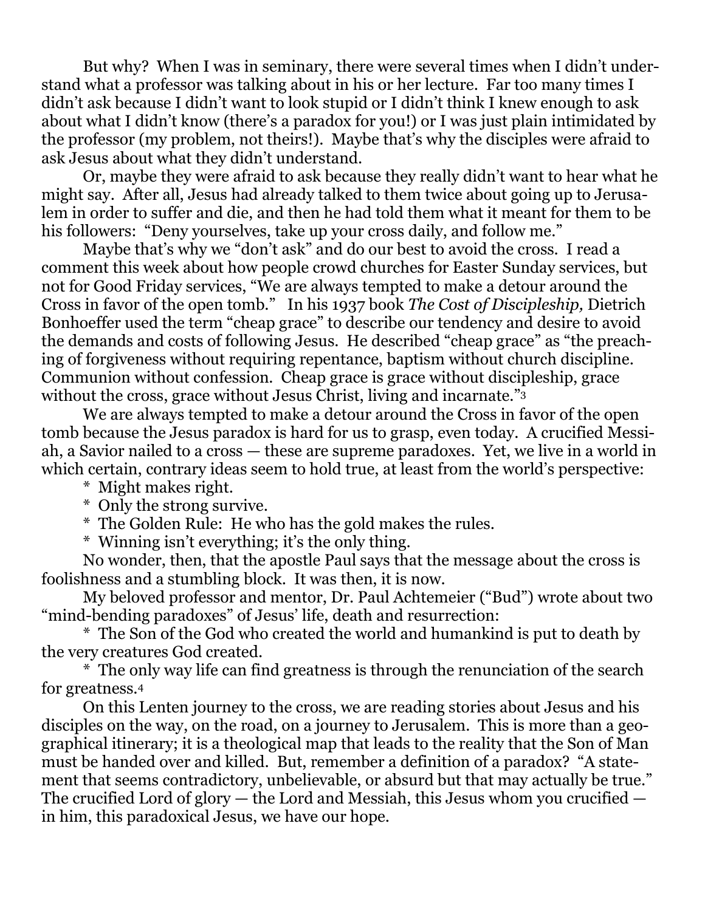But why? When I was in seminary, there were several times when I didn't understand what a professor was talking about in his or her lecture. Far too many times I didn't ask because I didn't want to look stupid or I didn't think I knew enough to ask about what I didn't know (there's a paradox for you!) or I was just plain intimidated by the professor (my problem, not theirs!). Maybe that's why the disciples were afraid to ask Jesus about what they didn't understand.

Or, maybe they were afraid to ask because they really didn't want to hear what he might say. After all, Jesus had already talked to them twice about going up to Jerusalem in order to suffer and die, and then he had told them what it meant for them to be his followers: "Deny yourselves, take up your cross daily, and follow me."

Maybe that's why we "don't ask" and do our best to avoid the cross. I read a comment this week about how people crowd churches for Easter Sunday services, but not for Good Friday services, "We are always tempted to make a detour around the Cross in favor of the open tomb." In his 1937 book *The Cost of Discipleship,* Dietrich Bonhoeffer used the term "cheap grace" to describe our tendency and desire to avoid the demands and costs of following Jesus. He described "cheap grace" as "the preaching of forgiveness without requiring repentance, baptism without church discipline. Communion without confession. Cheap grace is grace without discipleship, grace without the cross, grace without Jesus Christ, living and incarnate."[3]

We are always tempted to make a detour around the Cross in favor of the open tomb because the Jesus paradox is hard for us to grasp, even today. A crucified Messiah, a Savior nailed to a cross — these are supreme paradoxes. Yet, we live in a world in which certain, contrary ideas seem to hold true, at least from the world's perspective:

\* Might makes right.
\* Only the strong survive.
\* The Golden Rule: He who has the gold makes the rules.
\* Winning isn't everything; it's the only thing.

No wonder, then, that the apostle Paul says that the message about the cross is foolishness and a stumbling block. It was then, it is now.

My beloved professor and mentor, Dr. Paul Achtemeier ("Bud") wrote about two "mind-bending paradoxes" of Jesus' life, death and resurrection:

\* The Son of the God who created the world and humankind is put to death by the very creatures God created.

\* The only way life can find greatness is through the renunciation of the search for greatness.[4]

On this Lenten journey to the cross, we are reading stories about Jesus and his disciples on the way, on the road, on a journey to Jerusalem. This is more than a geographical itinerary; it is a theological map that leads to the reality that the Son of Man must be handed over and killed. But, remember a definition of a paradox? "A statement that seems contradictory, unbelievable, or absurd but that may actually be true." The crucified Lord of glory — the Lord and Messiah, this Jesus whom you crucified — in him, this paradoxical Jesus, we have our hope.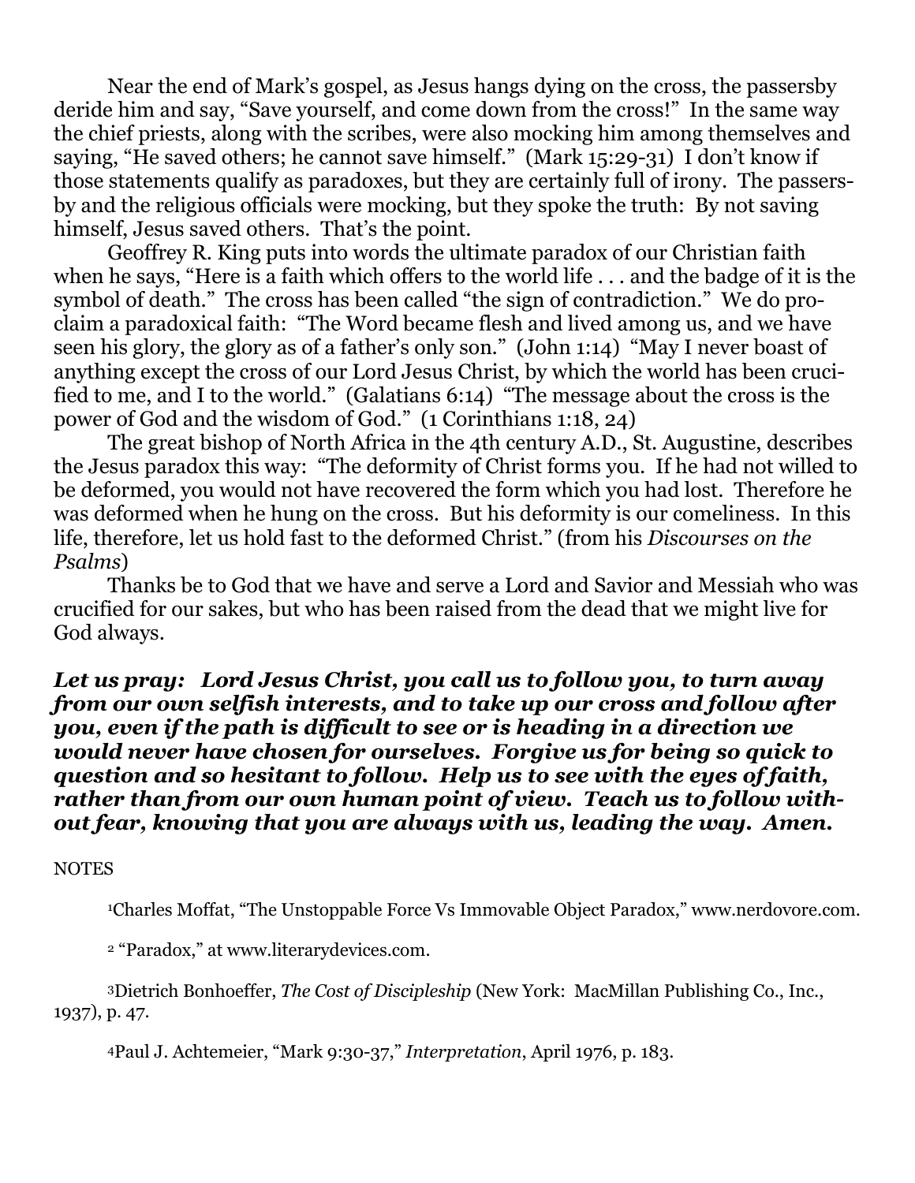Near the end of Mark's gospel, as Jesus hangs dying on the cross, the passersby deride him and say, "Save yourself, and come down from the cross!" In the same way the chief priests, along with the scribes, were also mocking him among themselves and saying, "He saved others; he cannot save himself." (Mark 15:29-31) I don't know if those statements qualify as paradoxes, but they are certainly full of irony. The passers-by and the religious officials were mocking, but they spoke the truth: By not saving himself, Jesus saved others. That's the point.

Geoffrey R. King puts into words the ultimate paradox of our Christian faith when he says, "Here is a faith which offers to the world life . . . and the badge of it is the symbol of death." The cross has been called "the sign of contradiction." We do proclaim a paradoxical faith: "The Word became flesh and lived among us, and we have seen his glory, the glory as of a father's only son." (John 1:14) "May I never boast of anything except the cross of our Lord Jesus Christ, by which the world has been crucified to me, and I to the world." (Galatians 6:14) "The message about the cross is the power of God and the wisdom of God." (1 Corinthians 1:18, 24)

The great bishop of North Africa in the 4th century A.D., St. Augustine, describes the Jesus paradox this way: "The deformity of Christ forms you. If he had not willed to be deformed, you would not have recovered the form which you had lost. Therefore he was deformed when he hung on the cross. But his deformity is our comeliness. In this life, therefore, let us hold fast to the deformed Christ." (from his *Discourses on the Psalms*)

Thanks be to God that we have and serve a Lord and Savior and Messiah who was crucified for our sakes, but who has been raised from the dead that we might live for God always.

***Let us pray: Lord Jesus Christ, you call us to follow you, to turn away from our own selfish interests, and to take up our cross and follow after you, even if the path is difficult to see or is heading in a direction we would never have chosen for ourselves. Forgive us for being so quick to question and so hesitant to follow. Help us to see with the eyes of faith, rather than from our own human point of view. Teach us to follow without fear, knowing that you are always with us, leading the way. Amen.***

NOTES

[1]Charles Moffat, "The Unstoppable Force Vs Immovable Object Paradox," www.nerdovore.com.

[2] "Paradox," at www.literarydevices.com.

[3]Dietrich Bonhoeffer, *The Cost of Discipleship* (New York: MacMillan Publishing Co., Inc., 1937), p. 47.

[4]Paul J. Achtemeier, "Mark 9:30-37," *Interpretation*, April 1976, p. 183.